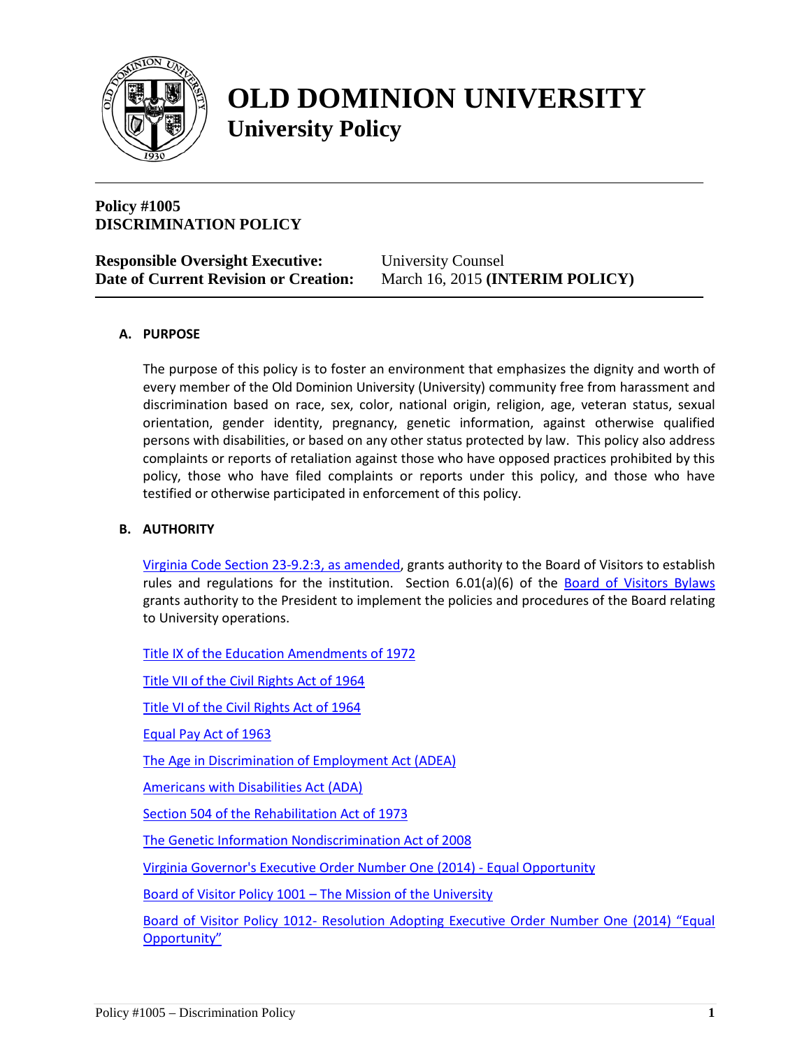# OLD DOMINION UNIVERSITY
## University Policy

**Policy #1005**
**DISCRIMINATION POLICY**

**Responsible Oversight Executive:** University Counsel
**Date of Current Revision or Creation:** March 16, 2015 **(INTERIM POLICY)**

### A. PURPOSE

The purpose of this policy is to foster an environment that emphasizes the dignity and worth of every member of the Old Dominion University (University) community free from harassment and discrimination based on race, sex, color, national origin, religion, age, veteran status, sexual orientation, gender identity, pregnancy, genetic information, against otherwise qualified persons with disabilities, or based on any other status protected by law. This policy also address complaints or reports of retaliation against those who have opposed practices prohibited by this policy, those who have filed complaints or reports under this policy, and those who have testified or otherwise participated in enforcement of this policy.

### B. AUTHORITY

Virginia Code Section 23-9.2:3, as amended, grants authority to the Board of Visitors to establish rules and regulations for the institution. Section 6.01(a)(6) of the Board of Visitors Bylaws grants authority to the President to implement the policies and procedures of the Board relating to University operations.

Title IX of the Education Amendments of 1972

Title VII of the Civil Rights Act of 1964

Title VI of the Civil Rights Act of 1964

Equal Pay Act of 1963

The Age in Discrimination of Employment Act (ADEA)

Americans with Disabilities Act (ADA)

Section 504 of the Rehabilitation Act of 1973

The Genetic Information Nondiscrimination Act of 2008

Virginia Governor's Executive Order Number One (2014) - Equal Opportunity

Board of Visitor Policy 1001 – The Mission of the University

Board of Visitor Policy 1012- Resolution Adopting Executive Order Number One (2014) "Equal Opportunity"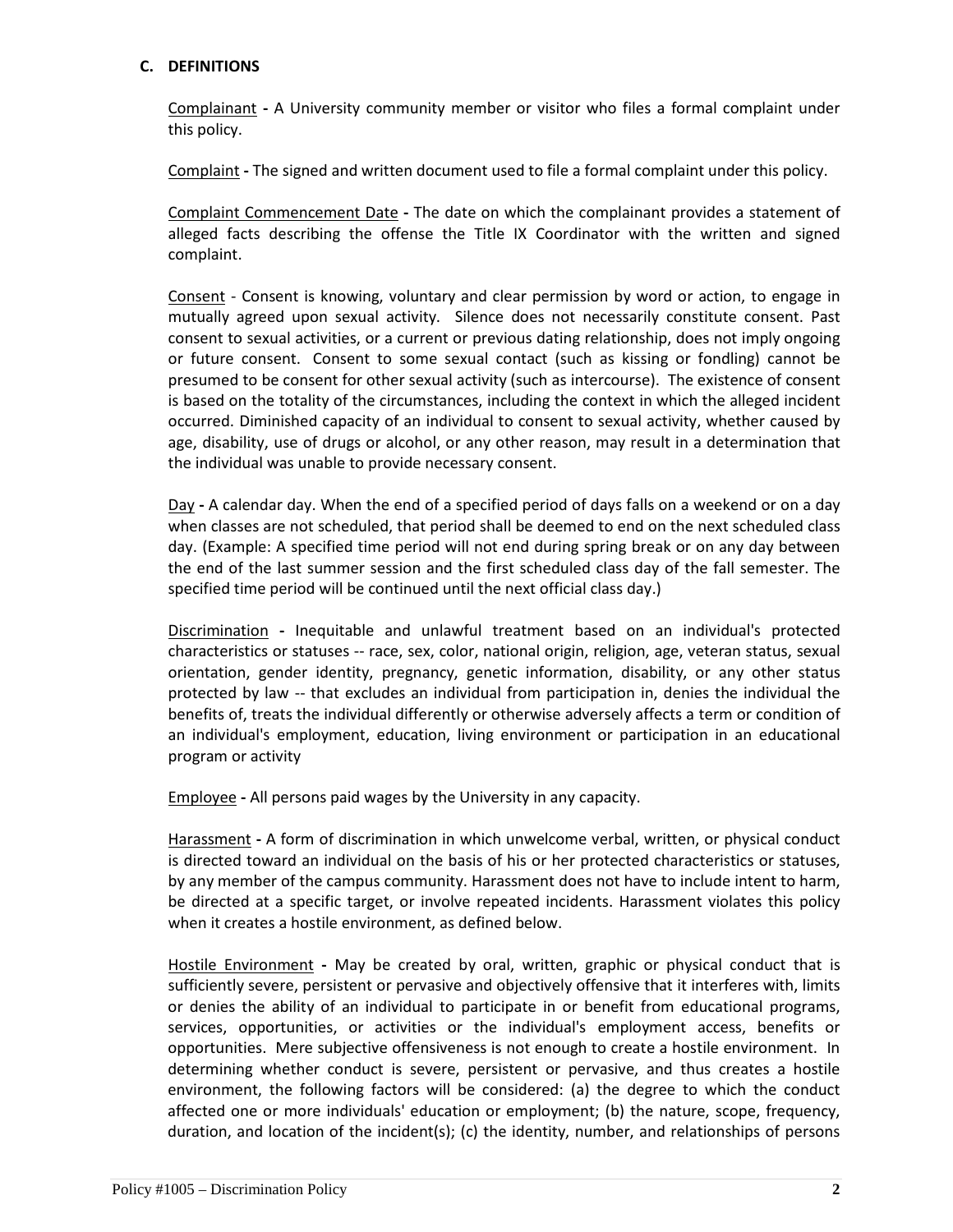### C. DEFINITIONS

Complainant - A University community member or visitor who files a formal complaint under this policy.

Complaint - The signed and written document used to file a formal complaint under this policy.

Complaint Commencement Date - The date on which the complainant provides a statement of alleged facts describing the offense the Title IX Coordinator with the written and signed complaint.

Consent - Consent is knowing, voluntary and clear permission by word or action, to engage in mutually agreed upon sexual activity. Silence does not necessarily constitute consent. Past consent to sexual activities, or a current or previous dating relationship, does not imply ongoing or future consent. Consent to some sexual contact (such as kissing or fondling) cannot be presumed to be consent for other sexual activity (such as intercourse). The existence of consent is based on the totality of the circumstances, including the context in which the alleged incident occurred. Diminished capacity of an individual to consent to sexual activity, whether caused by age, disability, use of drugs or alcohol, or any other reason, may result in a determination that the individual was unable to provide necessary consent.

Day - A calendar day. When the end of a specified period of days falls on a weekend or on a day when classes are not scheduled, that period shall be deemed to end on the next scheduled class day. (Example: A specified time period will not end during spring break or on any day between the end of the last summer session and the first scheduled class day of the fall semester. The specified time period will be continued until the next official class day.)

Discrimination - Inequitable and unlawful treatment based on an individual's protected characteristics or statuses -- race, sex, color, national origin, religion, age, veteran status, sexual orientation, gender identity, pregnancy, genetic information, disability, or any other status protected by law -- that excludes an individual from participation in, denies the individual the benefits of, treats the individual differently or otherwise adversely affects a term or condition of an individual's employment, education, living environment or participation in an educational program or activity

Employee - All persons paid wages by the University in any capacity.

Harassment - A form of discrimination in which unwelcome verbal, written, or physical conduct is directed toward an individual on the basis of his or her protected characteristics or statuses, by any member of the campus community. Harassment does not have to include intent to harm, be directed at a specific target, or involve repeated incidents. Harassment violates this policy when it creates a hostile environment, as defined below.

Hostile Environment - May be created by oral, written, graphic or physical conduct that is sufficiently severe, persistent or pervasive and objectively offensive that it interferes with, limits or denies the ability of an individual to participate in or benefit from educational programs, services, opportunities, or activities or the individual's employment access, benefits or opportunities. Mere subjective offensiveness is not enough to create a hostile environment. In determining whether conduct is severe, persistent or pervasive, and thus creates a hostile environment, the following factors will be considered: (a) the degree to which the conduct affected one or more individuals' education or employment; (b) the nature, scope, frequency, duration, and location of the incident(s); (c) the identity, number, and relationships of persons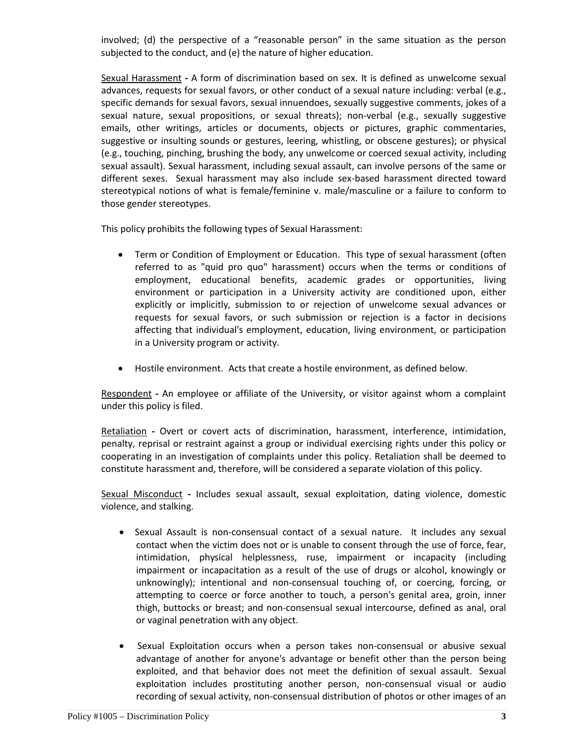involved; (d) the perspective of a "reasonable person" in the same situation as the person subjected to the conduct, and (e) the nature of higher education.

<u>Sexual Harassment</u> **-** A form of discrimination based on sex. It is defined as unwelcome sexual advances, requests for sexual favors, or other conduct of a sexual nature including: verbal (e.g., specific demands for sexual favors, sexual innuendoes, sexually suggestive comments, jokes of a sexual nature, sexual propositions, or sexual threats); non-verbal (e.g., sexually suggestive emails, other writings, articles or documents, objects or pictures, graphic commentaries, suggestive or insulting sounds or gestures, leering, whistling, or obscene gestures); or physical (e.g., touching, pinching, brushing the body, any unwelcome or coerced sexual activity, including sexual assault). Sexual harassment, including sexual assault, can involve persons of the same or different sexes. Sexual harassment may also include sex-based harassment directed toward stereotypical notions of what is female/feminine v. male/masculine or a failure to conform to those gender stereotypes.

This policy prohibits the following types of Sexual Harassment:

- Term or Condition of Employment or Education. This type of sexual harassment (often referred to as "quid pro quo" harassment) occurs when the terms or conditions of employment, educational benefits, academic grades or opportunities, living environment or participation in a University activity are conditioned upon, either explicitly or implicitly, submission to or rejection of unwelcome sexual advances or requests for sexual favors, or such submission or rejection is a factor in decisions affecting that individual's employment, education, living environment, or participation in a University program or activity.

- Hostile environment. Acts that create a hostile environment, as defined below.

<u>Respondent</u> **-** An employee or affiliate of the University, or visitor against whom a complaint under this policy is filed.

<u>Retaliation</u> **-** Overt or covert acts of discrimination, harassment, interference, intimidation, penalty, reprisal or restraint against a group or individual exercising rights under this policy or cooperating in an investigation of complaints under this policy. Retaliation shall be deemed to constitute harassment and, therefore, will be considered a separate violation of this policy.

<u>Sexual Misconduct</u> **-** Includes sexual assault, sexual exploitation, dating violence, domestic violence, and stalking.

- Sexual Assault is non-consensual contact of a sexual nature. It includes any sexual contact when the victim does not or is unable to consent through the use of force, fear, intimidation, physical helplessness, ruse, impairment or incapacity (including impairment or incapacitation as a result of the use of drugs or alcohol, knowingly or unknowingly); intentional and non-consensual touching of, or coercing, forcing, or attempting to coerce or force another to touch, a person's genital area, groin, inner thigh, buttocks or breast; and non-consensual sexual intercourse, defined as anal, oral or vaginal penetration with any object.

- Sexual Exploitation occurs when a person takes non-consensual or abusive sexual advantage of another for anyone's advantage or benefit other than the person being exploited, and that behavior does not meet the definition of sexual assault. Sexual exploitation includes prostituting another person, non-consensual visual or audio recording of sexual activity, non-consensual distribution of photos or other images of an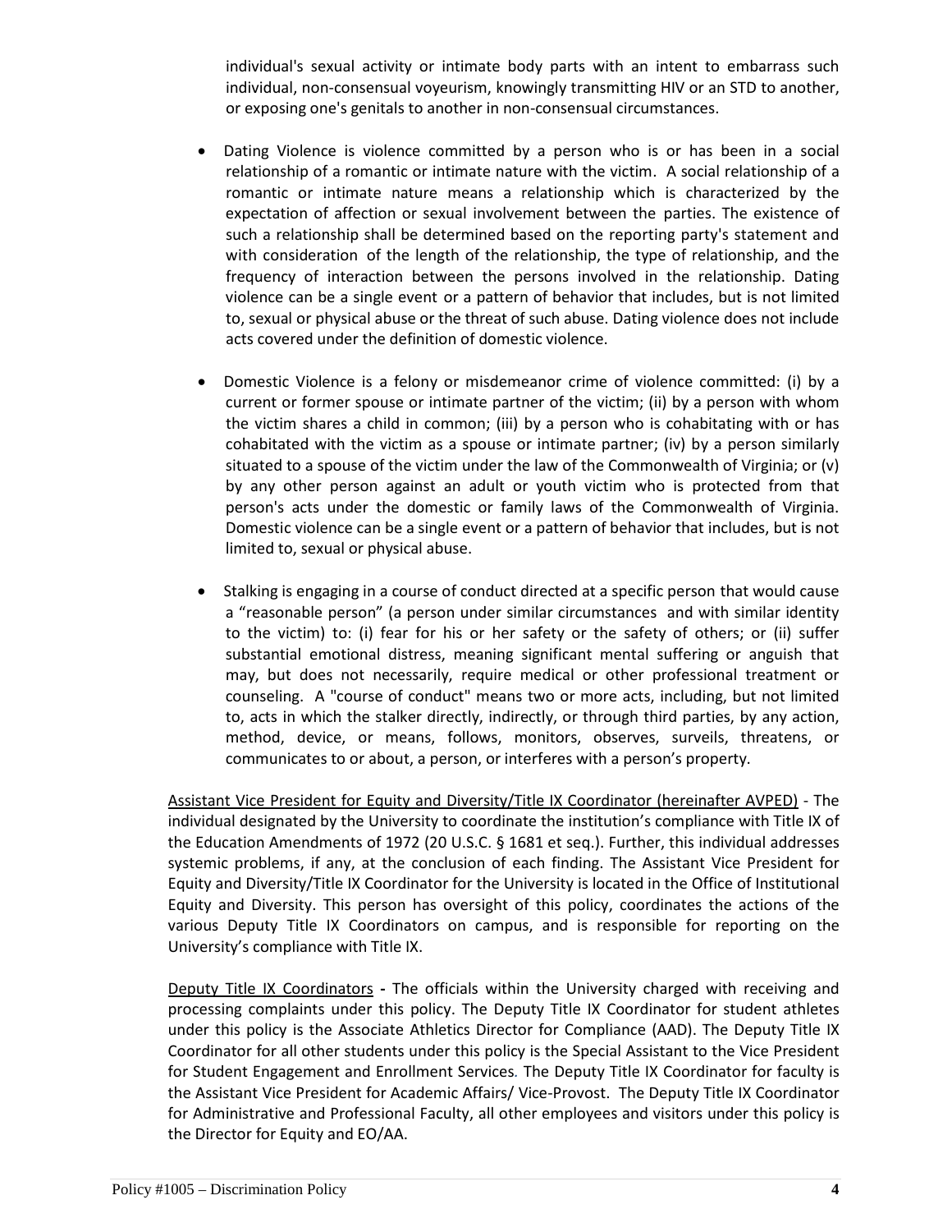individual's sexual activity or intimate body parts with an intent to embarrass such individual, non-consensual voyeurism, knowingly transmitting HIV or an STD to another, or exposing one's genitals to another in non-consensual circumstances.

- Dating Violence is violence committed by a person who is or has been in a social relationship of a romantic or intimate nature with the victim. A social relationship of a romantic or intimate nature means a relationship which is characterized by the expectation of affection or sexual involvement between the parties. The existence of such a relationship shall be determined based on the reporting party's statement and with consideration of the length of the relationship, the type of relationship, and the frequency of interaction between the persons involved in the relationship. Dating violence can be a single event or a pattern of behavior that includes, but is not limited to, sexual or physical abuse or the threat of such abuse. Dating violence does not include acts covered under the definition of domestic violence.

- Domestic Violence is a felony or misdemeanor crime of violence committed: (i) by a current or former spouse or intimate partner of the victim; (ii) by a person with whom the victim shares a child in common; (iii) by a person who is cohabitating with or has cohabitated with the victim as a spouse or intimate partner; (iv) by a person similarly situated to a spouse of the victim under the law of the Commonwealth of Virginia; or (v) by any other person against an adult or youth victim who is protected from that person's acts under the domestic or family laws of the Commonwealth of Virginia. Domestic violence can be a single event or a pattern of behavior that includes, but is not limited to, sexual or physical abuse.

- Stalking is engaging in a course of conduct directed at a specific person that would cause a "reasonable person" (a person under similar circumstances and with similar identity to the victim) to: (i) fear for his or her safety or the safety of others; or (ii) suffer substantial emotional distress, meaning significant mental suffering or anguish that may, but does not necessarily, require medical or other professional treatment or counseling. A "course of conduct" means two or more acts, including, but not limited to, acts in which the stalker directly, indirectly, or through third parties, by any action, method, device, or means, follows, monitors, observes, surveils, threatens, or communicates to or about, a person, or interferes with a person's property.

<u>Assistant Vice President for Equity and Diversity/Title IX Coordinator (hereinafter AVPED)</u> - The individual designated by the University to coordinate the institution's compliance with Title IX of the Education Amendments of 1972 (20 U.S.C. § 1681 et seq.). Further, this individual addresses systemic problems, if any, at the conclusion of each finding. The Assistant Vice President for Equity and Diversity/Title IX Coordinator for the University is located in the Office of Institutional Equity and Diversity. This person has oversight of this policy, coordinates the actions of the various Deputy Title IX Coordinators on campus, and is responsible for reporting on the University's compliance with Title IX.

<u>Deputy Title IX Coordinators</u> **-** The officials within the University charged with receiving and processing complaints under this policy. The Deputy Title IX Coordinator for student athletes under this policy is the Associate Athletics Director for Compliance (AAD). The Deputy Title IX Coordinator for all other students under this policy is the Special Assistant to the Vice President for Student Engagement and Enrollment Services. The Deputy Title IX Coordinator for faculty is the Assistant Vice President for Academic Affairs/ Vice-Provost. The Deputy Title IX Coordinator for Administrative and Professional Faculty, all other employees and visitors under this policy is the Director for Equity and EO/AA.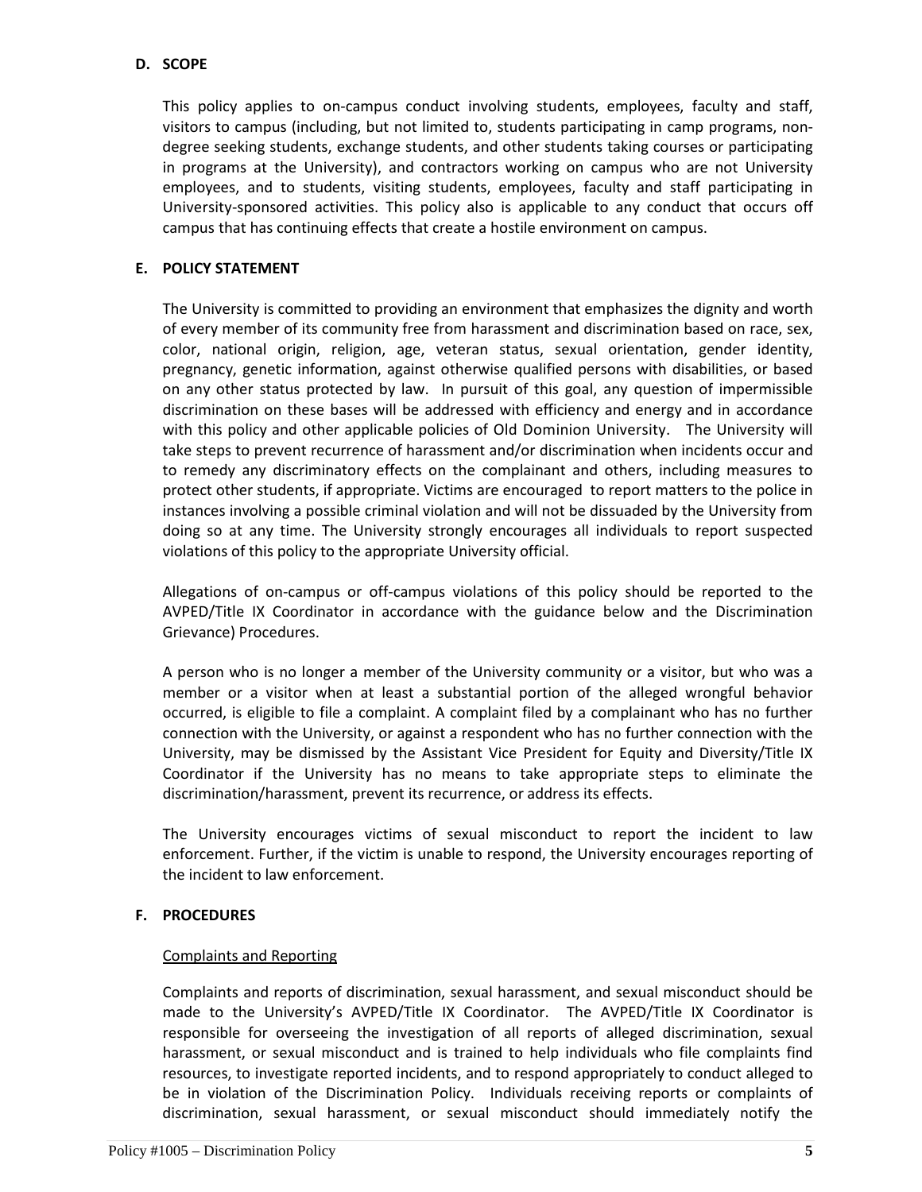## D. SCOPE

This policy applies to on-campus conduct involving students, employees, faculty and staff, visitors to campus (including, but not limited to, students participating in camp programs, non-degree seeking students, exchange students, and other students taking courses or participating in programs at the University), and contractors working on campus who are not University employees, and to students, visiting students, employees, faculty and staff participating in University-sponsored activities. This policy also is applicable to any conduct that occurs off campus that has continuing effects that create a hostile environment on campus.

## E. POLICY STATEMENT

The University is committed to providing an environment that emphasizes the dignity and worth of every member of its community free from harassment and discrimination based on race, sex, color, national origin, religion, age, veteran status, sexual orientation, gender identity, pregnancy, genetic information, against otherwise qualified persons with disabilities, or based on any other status protected by law. In pursuit of this goal, any question of impermissible discrimination on these bases will be addressed with efficiency and energy and in accordance with this policy and other applicable policies of Old Dominion University. The University will take steps to prevent recurrence of harassment and/or discrimination when incidents occur and to remedy any discriminatory effects on the complainant and others, including measures to protect other students, if appropriate. Victims are encouraged to report matters to the police in instances involving a possible criminal violation and will not be dissuaded by the University from doing so at any time. The University strongly encourages all individuals to report suspected violations of this policy to the appropriate University official.

Allegations of on-campus or off-campus violations of this policy should be reported to the AVPED/Title IX Coordinator in accordance with the guidance below and the Discrimination Grievance) Procedures.

A person who is no longer a member of the University community or a visitor, but who was a member or a visitor when at least a substantial portion of the alleged wrongful behavior occurred, is eligible to file a complaint. A complaint filed by a complainant who has no further connection with the University, or against a respondent who has no further connection with the University, may be dismissed by the Assistant Vice President for Equity and Diversity/Title IX Coordinator if the University has no means to take appropriate steps to eliminate the discrimination/harassment, prevent its recurrence, or address its effects.

The University encourages victims of sexual misconduct to report the incident to law enforcement. Further, if the victim is unable to respond, the University encourages reporting of the incident to law enforcement.

## F. PROCEDURES

Complaints and Reporting

Complaints and reports of discrimination, sexual harassment, and sexual misconduct should be made to the University's AVPED/Title IX Coordinator. The AVPED/Title IX Coordinator is responsible for overseeing the investigation of all reports of alleged discrimination, sexual harassment, or sexual misconduct and is trained to help individuals who file complaints find resources, to investigate reported incidents, and to respond appropriately to conduct alleged to be in violation of the Discrimination Policy. Individuals receiving reports or complaints of discrimination, sexual harassment, or sexual misconduct should immediately notify the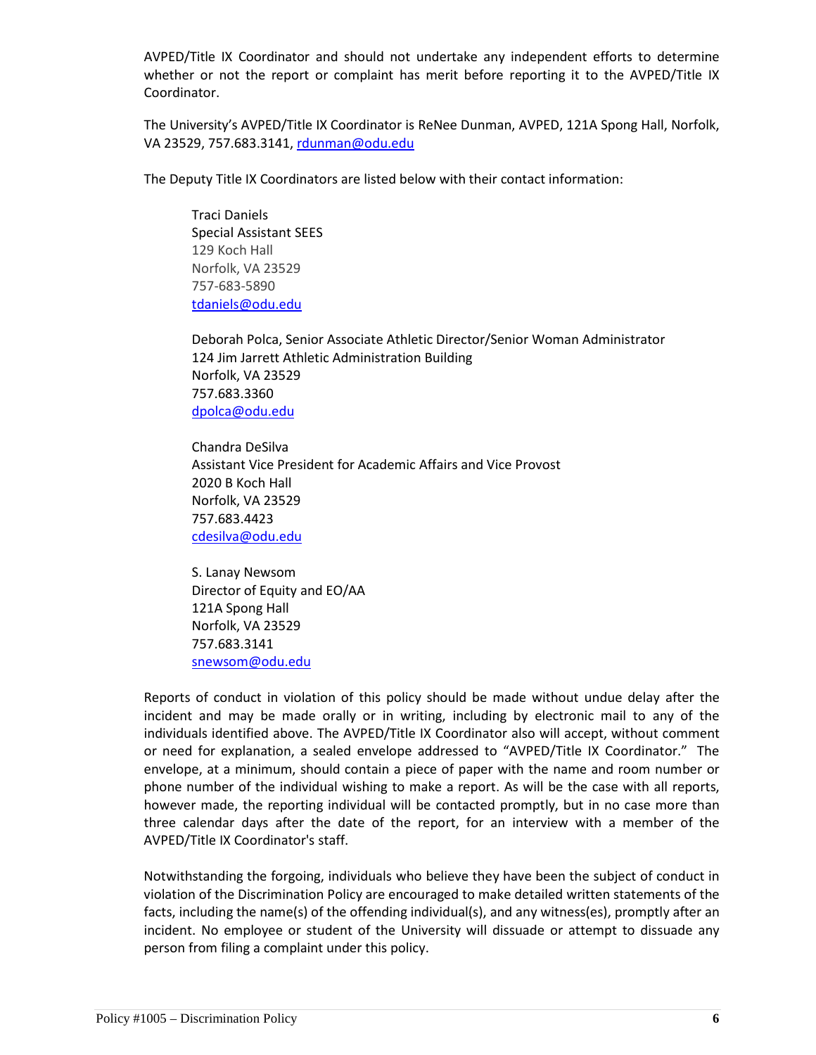AVPED/Title IX Coordinator and should not undertake any independent efforts to determine whether or not the report or complaint has merit before reporting it to the AVPED/Title IX Coordinator.

The University's AVPED/Title IX Coordinator is ReNee Dunman, AVPED, 121A Spong Hall, Norfolk, VA 23529, 757.683.3141, rdunman@odu.edu

The Deputy Title IX Coordinators are listed below with their contact information:

Traci Daniels
Special Assistant SEES
129 Koch Hall
Norfolk, VA 23529
757-683-5890
tdaniels@odu.edu

Deborah Polca, Senior Associate Athletic Director/Senior Woman Administrator
124 Jim Jarrett Athletic Administration Building
Norfolk, VA 23529
757.683.3360
dpolca@odu.edu

Chandra DeSilva
Assistant Vice President for Academic Affairs and Vice Provost
2020 B Koch Hall
Norfolk, VA 23529
757.683.4423
cdesilva@odu.edu

S. Lanay Newsom
Director of Equity and EO/AA
121A Spong Hall
Norfolk, VA 23529
757.683.3141
snewsom@odu.edu

Reports of conduct in violation of this policy should be made without undue delay after the incident and may be made orally or in writing, including by electronic mail to any of the individuals identified above. The AVPED/Title IX Coordinator also will accept, without comment or need for explanation, a sealed envelope addressed to "AVPED/Title IX Coordinator." The envelope, at a minimum, should contain a piece of paper with the name and room number or phone number of the individual wishing to make a report. As will be the case with all reports, however made, the reporting individual will be contacted promptly, but in no case more than three calendar days after the date of the report, for an interview with a member of the AVPED/Title IX Coordinator's staff.

Notwithstanding the forgoing, individuals who believe they have been the subject of conduct in violation of the Discrimination Policy are encouraged to make detailed written statements of the facts, including the name(s) of the offending individual(s), and any witness(es), promptly after an incident. No employee or student of the University will dissuade or attempt to dissuade any person from filing a complaint under this policy.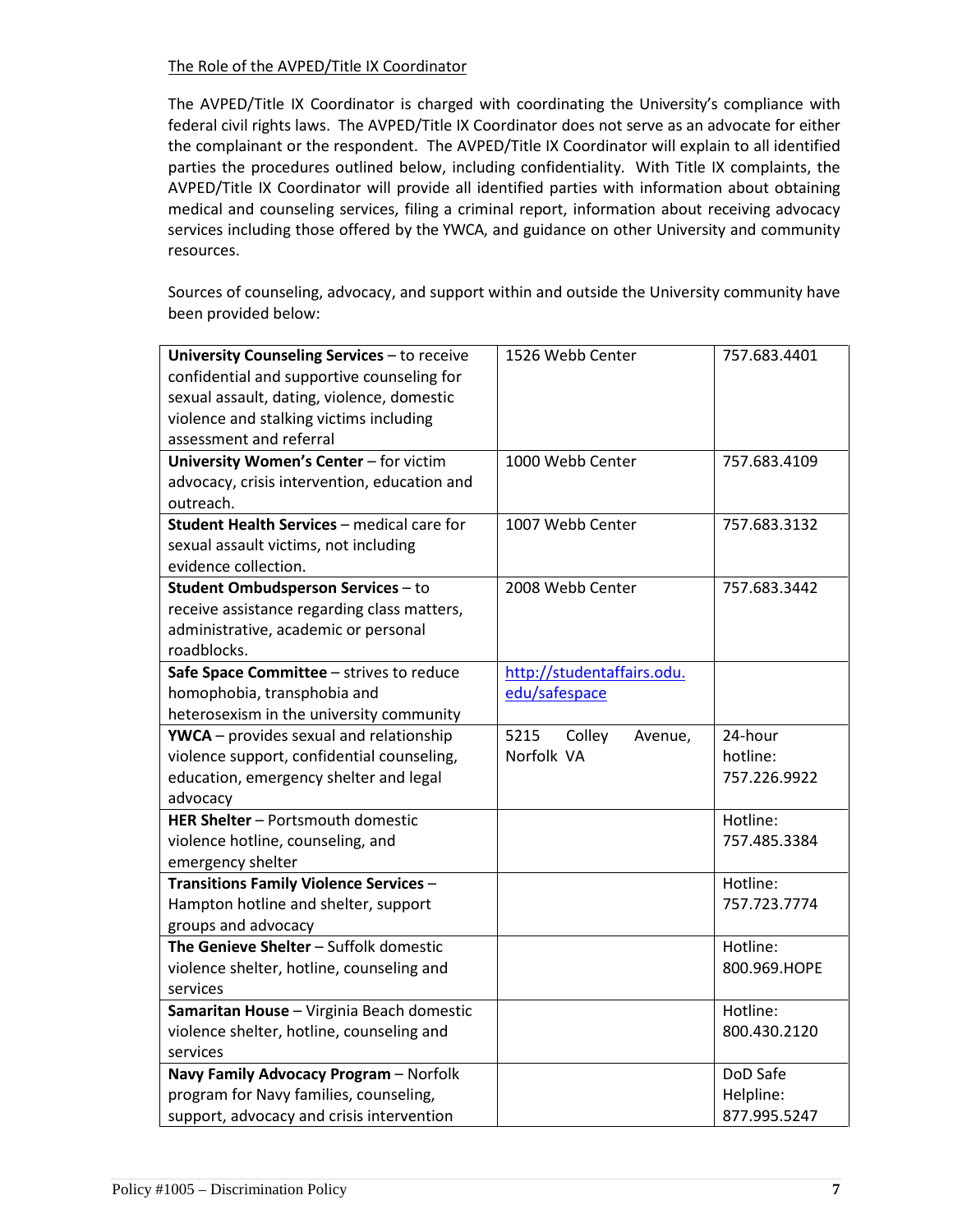The Role of the AVPED/Title IX Coordinator

The AVPED/Title IX Coordinator is charged with coordinating the University's compliance with federal civil rights laws. The AVPED/Title IX Coordinator does not serve as an advocate for either the complainant or the respondent. The AVPED/Title IX Coordinator will explain to all identified parties the procedures outlined below, including confidentiality. With Title IX complaints, the AVPED/Title IX Coordinator will provide all identified parties with information about obtaining medical and counseling services, filing a criminal report, information about receiving advocacy services including those offered by the YWCA, and guidance on other University and community resources.

Sources of counseling, advocacy, and support within and outside the University community have been provided below:

| | | |
|---|---|---|
| **University Counseling Services** – to receive confidential and supportive counseling for sexual assault, dating, violence, domestic violence and stalking victims including assessment and referral | 1526 Webb Center | 757.683.4401 |
| **University Women's Center** – for victim advocacy, crisis intervention, education and outreach. | 1000 Webb Center | 757.683.4109 |
| **Student Health Services** – medical care for sexual assault victims, not including evidence collection. | 1007 Webb Center | 757.683.3132 |
| **Student Ombudsperson Services** – to receive assistance regarding class matters, administrative, academic or personal roadblocks. | 2008 Webb Center | 757.683.3442 |
| **Safe Space Committee** – strives to reduce homophobia, transphobia and heterosexism in the university community | http://studentaffairs.odu.edu/safespace | |
| **YWCA** – provides sexual and relationship violence support, confidential counseling, education, emergency shelter and legal advocacy | 5215 Colley Avenue, Norfolk VA | 24-hour hotline: 757.226.9922 |
| **HER Shelter** – Portsmouth domestic violence hotline, counseling, and emergency shelter | | Hotline: 757.485.3384 |
| **Transitions Family Violence Services** – Hampton hotline and shelter, support groups and advocacy | | Hotline: 757.723.7774 |
| **The Genieve Shelter** – Suffolk domestic violence shelter, hotline, counseling and services | | Hotline: 800.969.HOPE |
| **Samaritan House** – Virginia Beach domestic violence shelter, hotline, counseling and services | | Hotline: 800.430.2120 |
| **Navy Family Advocacy Program** – Norfolk program for Navy families, counseling, support, advocacy and crisis intervention | | DoD Safe Helpline: 877.995.5247 |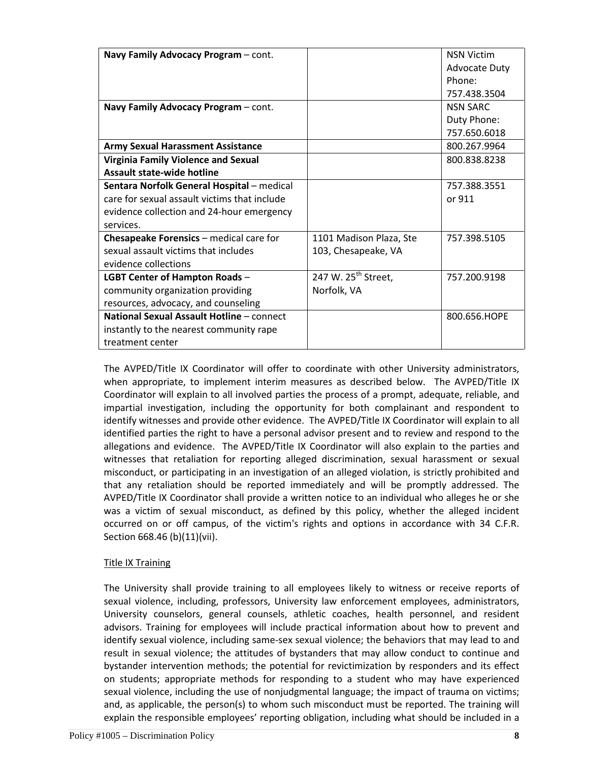| | | |
|---|---|---|
| **Navy Family Advocacy Program** – cont. | | NSN Victim Advocate Duty Phone: 757.438.3504 |
| **Navy Family Advocacy Program** – cont. | | NSN SARC Duty Phone: 757.650.6018 |
| **Army Sexual Harassment Assistance** | | 800.267.9964 |
| **Virginia Family Violence and Sexual Assault state-wide hotline** | | 800.838.8238 |
| **Sentara Norfolk General Hospital** – medical care for sexual assault victims that include evidence collection and 24-hour emergency services. | | 757.388.3551 or 911 |
| **Chesapeake Forensics** – medical care for sexual assault victims that includes evidence collections | 1101 Madison Plaza, Ste 103, Chesapeake, VA | 757.398.5105 |
| **LGBT Center of Hampton Roads** – community organization providing resources, advocacy, and counseling | 247 W. 25th Street, Norfolk, VA | 757.200.9198 |
| **National Sexual Assault Hotline** – connect instantly to the nearest community rape treatment center | | 800.656.HOPE |

The AVPED/Title IX Coordinator will offer to coordinate with other University administrators, when appropriate, to implement interim measures as described below. The AVPED/Title IX Coordinator will explain to all involved parties the process of a prompt, adequate, reliable, and impartial investigation, including the opportunity for both complainant and respondent to identify witnesses and provide other evidence. The AVPED/Title IX Coordinator will explain to all identified parties the right to have a personal advisor present and to review and respond to the allegations and evidence. The AVPED/Title IX Coordinator will also explain to the parties and witnesses that retaliation for reporting alleged discrimination, sexual harassment or sexual misconduct, or participating in an investigation of an alleged violation, is strictly prohibited and that any retaliation should be reported immediately and will be promptly addressed. The AVPED/Title IX Coordinator shall provide a written notice to an individual who alleges he or she was a victim of sexual misconduct, as defined by this policy, whether the alleged incident occurred on or off campus, of the victim's rights and options in accordance with 34 C.F.R. Section 668.46 (b)(11)(vii).

Title IX Training

The University shall provide training to all employees likely to witness or receive reports of sexual violence, including, professors, University law enforcement employees, administrators, University counselors, general counsels, athletic coaches, health personnel, and resident advisors. Training for employees will include practical information about how to prevent and identify sexual violence, including same-sex sexual violence; the behaviors that may lead to and result in sexual violence; the attitudes of bystanders that may allow conduct to continue and bystander intervention methods; the potential for revictimization by responders and its effect on students; appropriate methods for responding to a student who may have experienced sexual violence, including the use of nonjudgmental language; the impact of trauma on victims; and, as applicable, the person(s) to whom such misconduct must be reported. The training will explain the responsible employees' reporting obligation, including what should be included in a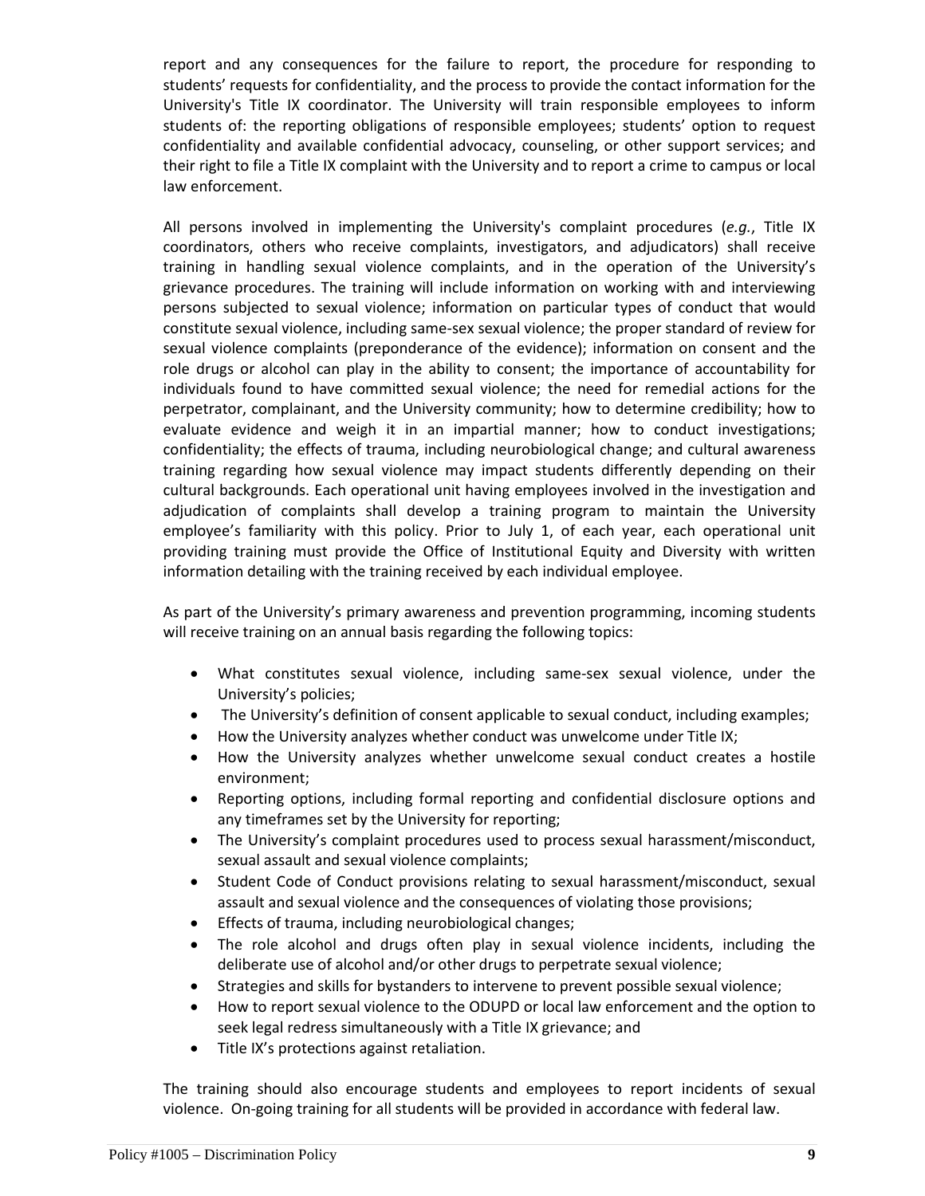report and any consequences for the failure to report, the procedure for responding to students' requests for confidentiality, and the process to provide the contact information for the University's Title IX coordinator. The University will train responsible employees to inform students of: the reporting obligations of responsible employees; students' option to request confidentiality and available confidential advocacy, counseling, or other support services; and their right to file a Title IX complaint with the University and to report a crime to campus or local law enforcement.

All persons involved in implementing the University's complaint procedures (*e.g.*, Title IX coordinators, others who receive complaints, investigators, and adjudicators) shall receive training in handling sexual violence complaints, and in the operation of the University's grievance procedures. The training will include information on working with and interviewing persons subjected to sexual violence; information on particular types of conduct that would constitute sexual violence, including same-sex sexual violence; the proper standard of review for sexual violence complaints (preponderance of the evidence); information on consent and the role drugs or alcohol can play in the ability to consent; the importance of accountability for individuals found to have committed sexual violence; the need for remedial actions for the perpetrator, complainant, and the University community; how to determine credibility; how to evaluate evidence and weigh it in an impartial manner; how to conduct investigations; confidentiality; the effects of trauma, including neurobiological change; and cultural awareness training regarding how sexual violence may impact students differently depending on their cultural backgrounds. Each operational unit having employees involved in the investigation and adjudication of complaints shall develop a training program to maintain the University employee's familiarity with this policy. Prior to July 1, of each year, each operational unit providing training must provide the Office of Institutional Equity and Diversity with written information detailing with the training received by each individual employee.

As part of the University's primary awareness and prevention programming, incoming students will receive training on an annual basis regarding the following topics:

- What constitutes sexual violence, including same-sex sexual violence, under the University's policies;
- The University's definition of consent applicable to sexual conduct, including examples;
- How the University analyzes whether conduct was unwelcome under Title IX;
- How the University analyzes whether unwelcome sexual conduct creates a hostile environment;
- Reporting options, including formal reporting and confidential disclosure options and any timeframes set by the University for reporting;
- The University's complaint procedures used to process sexual harassment/misconduct, sexual assault and sexual violence complaints;
- Student Code of Conduct provisions relating to sexual harassment/misconduct, sexual assault and sexual violence and the consequences of violating those provisions;
- Effects of trauma, including neurobiological changes;
- The role alcohol and drugs often play in sexual violence incidents, including the deliberate use of alcohol and/or other drugs to perpetrate sexual violence;
- Strategies and skills for bystanders to intervene to prevent possible sexual violence;
- How to report sexual violence to the ODUPD or local law enforcement and the option to seek legal redress simultaneously with a Title IX grievance; and
- Title IX's protections against retaliation.

The training should also encourage students and employees to report incidents of sexual violence. On-going training for all students will be provided in accordance with federal law.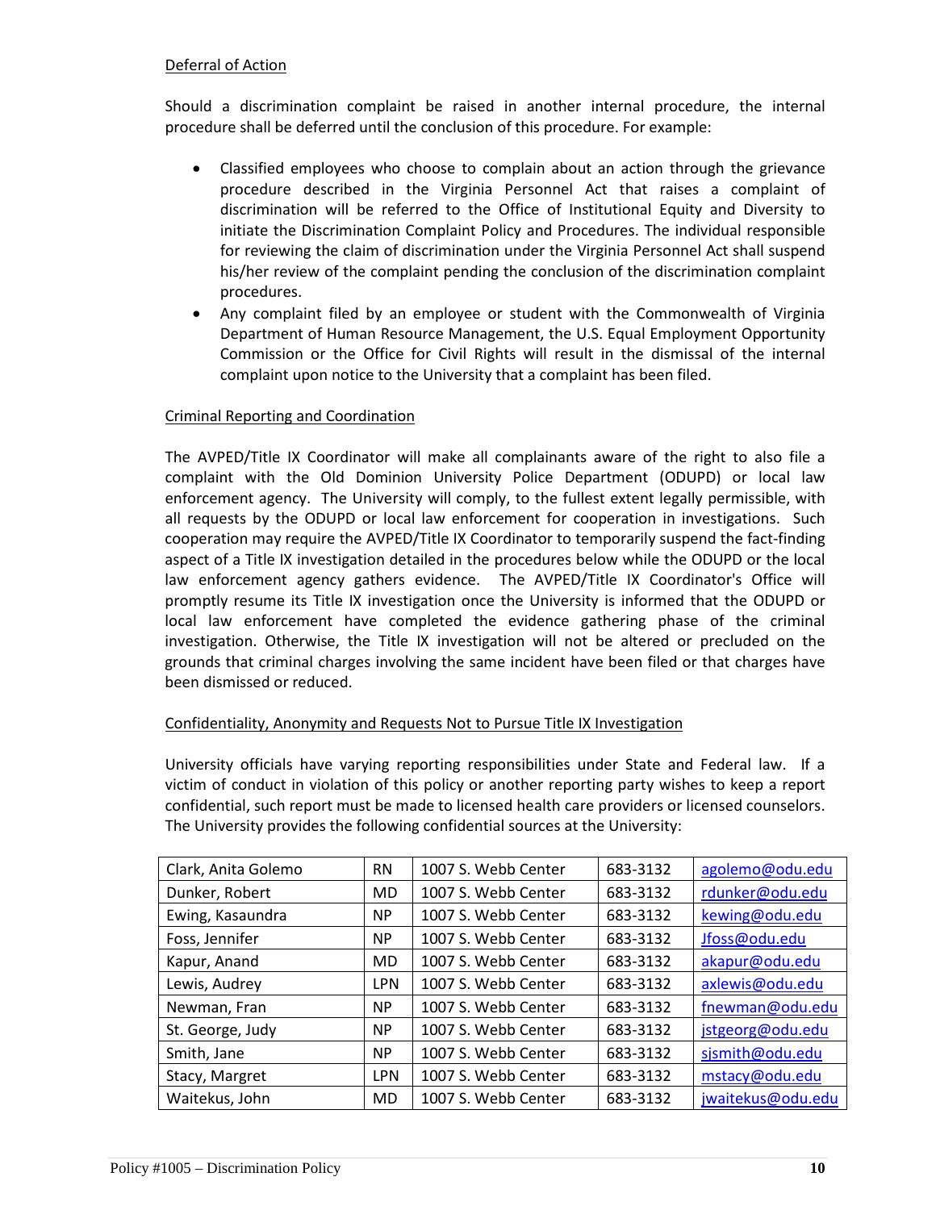Deferral of Action

Should a discrimination complaint be raised in another internal procedure, the internal procedure shall be deferred until the conclusion of this procedure. For example:

- Classified employees who choose to complain about an action through the grievance procedure described in the Virginia Personnel Act that raises a complaint of discrimination will be referred to the Office of Institutional Equity and Diversity to initiate the Discrimination Complaint Policy and Procedures. The individual responsible for reviewing the claim of discrimination under the Virginia Personnel Act shall suspend his/her review of the complaint pending the conclusion of the discrimination complaint procedures.
- Any complaint filed by an employee or student with the Commonwealth of Virginia Department of Human Resource Management, the U.S. Equal Employment Opportunity Commission or the Office for Civil Rights will result in the dismissal of the internal complaint upon notice to the University that a complaint has been filed.

Criminal Reporting and Coordination

The AVPED/Title IX Coordinator will make all complainants aware of the right to also file a complaint with the Old Dominion University Police Department (ODUPD) or local law enforcement agency. The University will comply, to the fullest extent legally permissible, with all requests by the ODUPD or local law enforcement for cooperation in investigations. Such cooperation may require the AVPED/Title IX Coordinator to temporarily suspend the fact-finding aspect of a Title IX investigation detailed in the procedures below while the ODUPD or the local law enforcement agency gathers evidence. The AVPED/Title IX Coordinator's Office will promptly resume its Title IX investigation once the University is informed that the ODUPD or local law enforcement have completed the evidence gathering phase of the criminal investigation. Otherwise, the Title IX investigation will not be altered or precluded on the grounds that criminal charges involving the same incident have been filed or that charges have been dismissed or reduced.

Confidentiality, Anonymity and Requests Not to Pursue Title IX Investigation

University officials have varying reporting responsibilities under State and Federal law. If a victim of conduct in violation of this policy or another reporting party wishes to keep a report confidential, such report must be made to licensed health care providers or licensed counselors. The University provides the following confidential sources at the University:

| | | | | |
|---|---|---|---|---|
| Clark, Anita Golemo | RN | 1007 S. Webb Center | 683-3132 | agolemo@odu.edu |
| Dunker, Robert | MD | 1007 S. Webb Center | 683-3132 | rdunker@odu.edu |
| Ewing, Kasaundra | NP | 1007 S. Webb Center | 683-3132 | kewing@odu.edu |
| Foss, Jennifer | NP | 1007 S. Webb Center | 683-3132 | Jfoss@odu.edu |
| Kapur, Anand | MD | 1007 S. Webb Center | 683-3132 | akapur@odu.edu |
| Lewis, Audrey | LPN | 1007 S. Webb Center | 683-3132 | axlewis@odu.edu |
| Newman, Fran | NP | 1007 S. Webb Center | 683-3132 | fnewman@odu.edu |
| St. George, Judy | NP | 1007 S. Webb Center | 683-3132 | jstgeorg@odu.edu |
| Smith, Jane | NP | 1007 S. Webb Center | 683-3132 | sjsmith@odu.edu |
| Stacy, Margret | LPN | 1007 S. Webb Center | 683-3132 | mstacy@odu.edu |
| Waitekus, John | MD | 1007 S. Webb Center | 683-3132 | jwaitekus@odu.edu |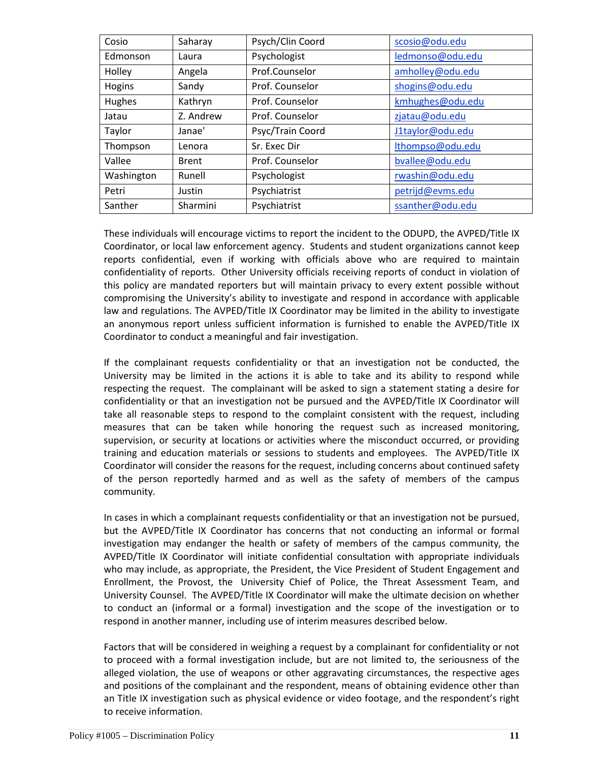| Cosio | Saharay | Psych/Clin Coord | scosio@odu.edu |
|---|---|---|---|
| Edmonson | Laura | Psychologist | ledmonso@odu.edu |
| Holley | Angela | Prof.Counselor | amholley@odu.edu |
| Hogins | Sandy | Prof. Counselor | shogins@odu.edu |
| Hughes | Kathryn | Prof. Counselor | kmhughes@odu.edu |
| Jatau | Z. Andrew | Prof. Counselor | zjatau@odu.edu |
| Taylor | Janae' | Psyc/Train Coord | J1taylor@odu.edu |
| Thompson | Lenora | Sr. Exec Dir | lthompso@odu.edu |
| Vallee | Brent | Prof. Counselor | bvallee@odu.edu |
| Washington | Runell | Psychologist | rwashin@odu.edu |
| Petri | Justin | Psychiatrist | petrijd@evms.edu |
| Santher | Sharmini | Psychiatrist | ssanther@odu.edu |

These individuals will encourage victims to report the incident to the ODUPD, the AVPED/Title IX Coordinator, or local law enforcement agency. Students and student organizations cannot keep reports confidential, even if working with officials above who are required to maintain confidentiality of reports. Other University officials receiving reports of conduct in violation of this policy are mandated reporters but will maintain privacy to every extent possible without compromising the University's ability to investigate and respond in accordance with applicable law and regulations. The AVPED/Title IX Coordinator may be limited in the ability to investigate an anonymous report unless sufficient information is furnished to enable the AVPED/Title IX Coordinator to conduct a meaningful and fair investigation.

If the complainant requests confidentiality or that an investigation not be conducted, the University may be limited in the actions it is able to take and its ability to respond while respecting the request. The complainant will be asked to sign a statement stating a desire for confidentiality or that an investigation not be pursued and the AVPED/Title IX Coordinator will take all reasonable steps to respond to the complaint consistent with the request, including measures that can be taken while honoring the request such as increased monitoring, supervision, or security at locations or activities where the misconduct occurred, or providing training and education materials or sessions to students and employees. The AVPED/Title IX Coordinator will consider the reasons for the request, including concerns about continued safety of the person reportedly harmed and as well as the safety of members of the campus community.

In cases in which a complainant requests confidentiality or that an investigation not be pursued, but the AVPED/Title IX Coordinator has concerns that not conducting an informal or formal investigation may endanger the health or safety of members of the campus community, the AVPED/Title IX Coordinator will initiate confidential consultation with appropriate individuals who may include, as appropriate, the President, the Vice President of Student Engagement and Enrollment, the Provost, the University Chief of Police, the Threat Assessment Team, and University Counsel. The AVPED/Title IX Coordinator will make the ultimate decision on whether to conduct an (informal or a formal) investigation and the scope of the investigation or to respond in another manner, including use of interim measures described below.

Factors that will be considered in weighing a request by a complainant for confidentiality or not to proceed with a formal investigation include, but are not limited to, the seriousness of the alleged violation, the use of weapons or other aggravating circumstances, the respective ages and positions of the complainant and the respondent, means of obtaining evidence other than an Title IX investigation such as physical evidence or video footage, and the respondent's right to receive information.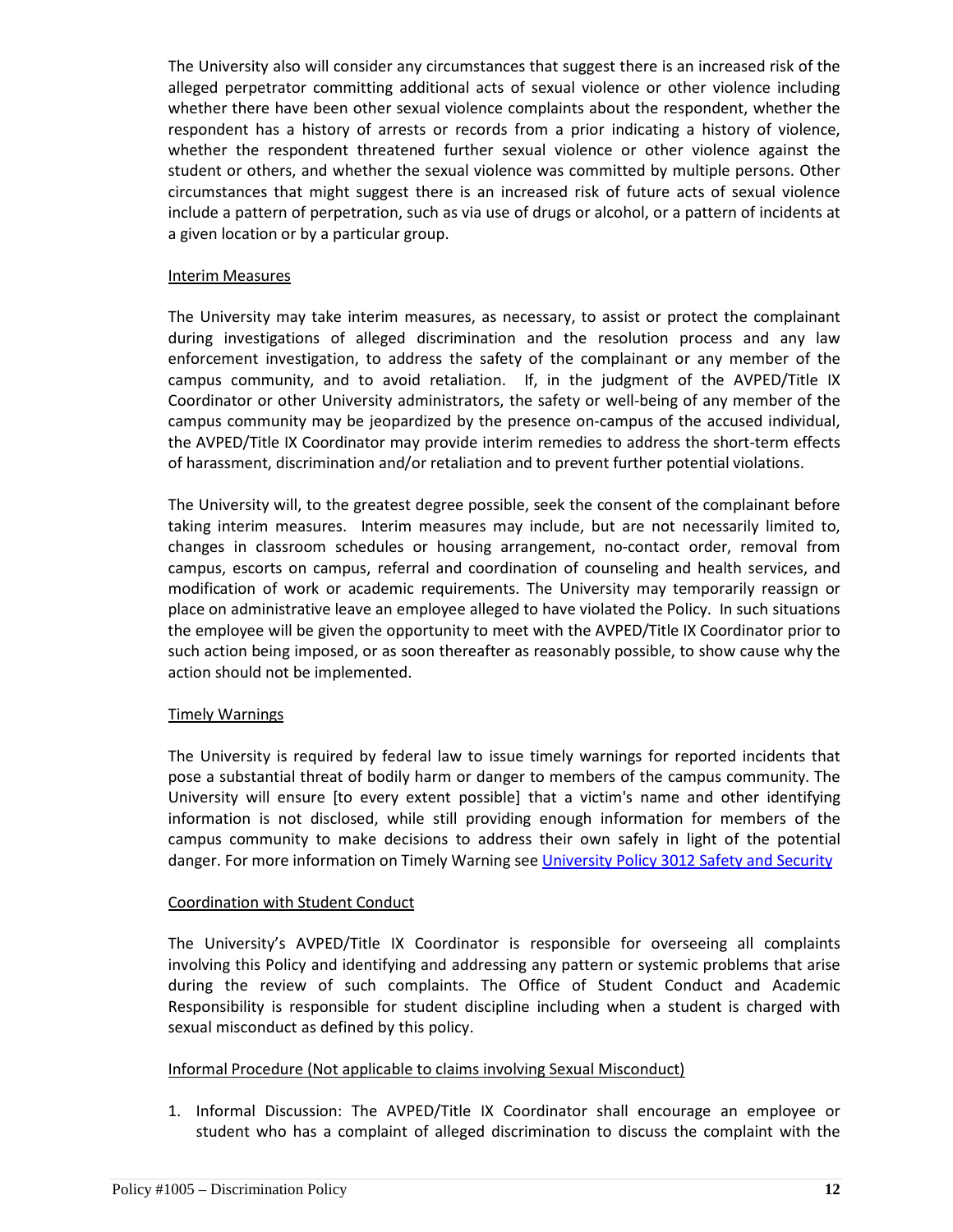The University also will consider any circumstances that suggest there is an increased risk of the alleged perpetrator committing additional acts of sexual violence or other violence including whether there have been other sexual violence complaints about the respondent, whether the respondent has a history of arrests or records from a prior indicating a history of violence, whether the respondent threatened further sexual violence or other violence against the student or others, and whether the sexual violence was committed by multiple persons. Other circumstances that might suggest there is an increased risk of future acts of sexual violence include a pattern of perpetration, such as via use of drugs or alcohol, or a pattern of incidents at a given location or by a particular group.

Interim Measures

The University may take interim measures, as necessary, to assist or protect the complainant during investigations of alleged discrimination and the resolution process and any law enforcement investigation, to address the safety of the complainant or any member of the campus community, and to avoid retaliation. If, in the judgment of the AVPED/Title IX Coordinator or other University administrators, the safety or well-being of any member of the campus community may be jeopardized by the presence on-campus of the accused individual, the AVPED/Title IX Coordinator may provide interim remedies to address the short-term effects of harassment, discrimination and/or retaliation and to prevent further potential violations.

The University will, to the greatest degree possible, seek the consent of the complainant before taking interim measures. Interim measures may include, but are not necessarily limited to, changes in classroom schedules or housing arrangement, no-contact order, removal from campus, escorts on campus, referral and coordination of counseling and health services, and modification of work or academic requirements. The University may temporarily reassign or place on administrative leave an employee alleged to have violated the Policy. In such situations the employee will be given the opportunity to meet with the AVPED/Title IX Coordinator prior to such action being imposed, or as soon thereafter as reasonably possible, to show cause why the action should not be implemented.

Timely Warnings

The University is required by federal law to issue timely warnings for reported incidents that pose a substantial threat of bodily harm or danger to members of the campus community. The University will ensure [to every extent possible] that a victim's name and other identifying information is not disclosed, while still providing enough information for members of the campus community to make decisions to address their own safely in light of the potential danger. For more information on Timely Warning see University Policy 3012 Safety and Security

Coordination with Student Conduct

The University's AVPED/Title IX Coordinator is responsible for overseeing all complaints involving this Policy and identifying and addressing any pattern or systemic problems that arise during the review of such complaints. The Office of Student Conduct and Academic Responsibility is responsible for student discipline including when a student is charged with sexual misconduct as defined by this policy.

Informal Procedure (Not applicable to claims involving Sexual Misconduct)

1. Informal Discussion: The AVPED/Title IX Coordinator shall encourage an employee or student who has a complaint of alleged discrimination to discuss the complaint with the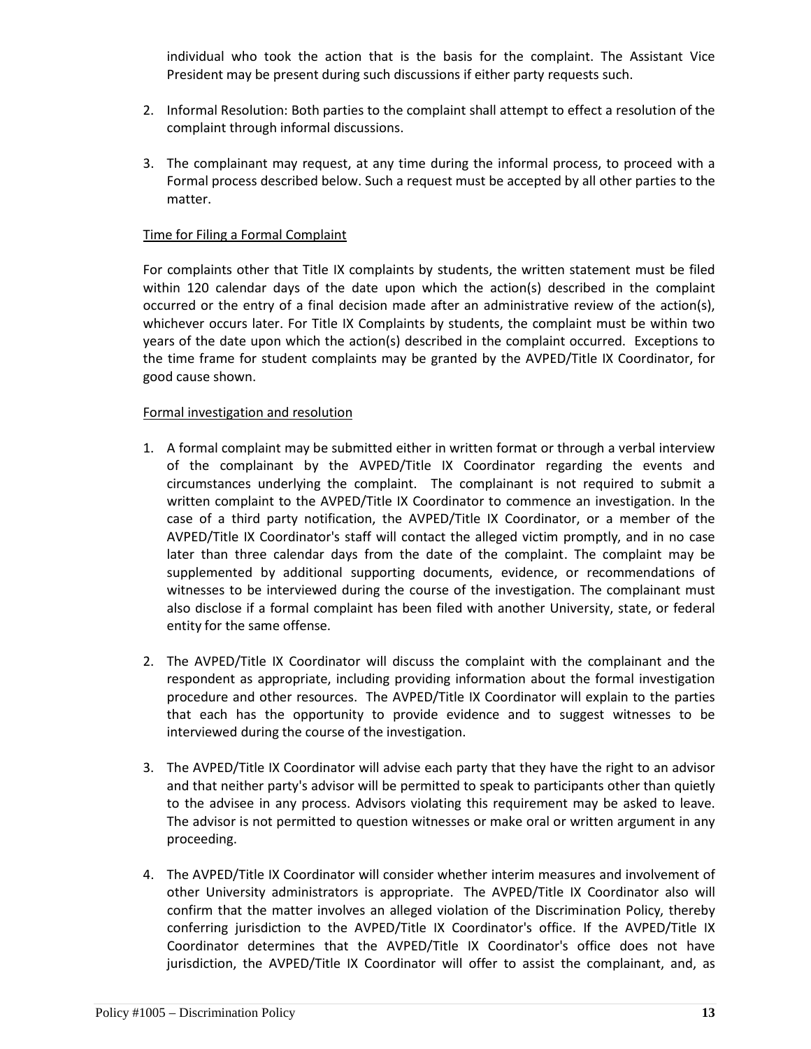individual who took the action that is the basis for the complaint. The Assistant Vice President may be present during such discussions if either party requests such.

2. Informal Resolution: Both parties to the complaint shall attempt to effect a resolution of the complaint through informal discussions.

3. The complainant may request, at any time during the informal process, to proceed with a Formal process described below. Such a request must be accepted by all other parties to the matter.

<u>Time for Filing a Formal Complaint</u>

For complaints other that Title IX complaints by students, the written statement must be filed within 120 calendar days of the date upon which the action(s) described in the complaint occurred or the entry of a final decision made after an administrative review of the action(s), whichever occurs later. For Title IX Complaints by students, the complaint must be within two years of the date upon which the action(s) described in the complaint occurred. Exceptions to the time frame for student complaints may be granted by the AVPED/Title IX Coordinator, for good cause shown.

<u>Formal investigation and resolution</u>

1. A formal complaint may be submitted either in written format or through a verbal interview of the complainant by the AVPED/Title IX Coordinator regarding the events and circumstances underlying the complaint. The complainant is not required to submit a written complaint to the AVPED/Title IX Coordinator to commence an investigation. In the case of a third party notification, the AVPED/Title IX Coordinator, or a member of the AVPED/Title IX Coordinator's staff will contact the alleged victim promptly, and in no case later than three calendar days from the date of the complaint. The complaint may be supplemented by additional supporting documents, evidence, or recommendations of witnesses to be interviewed during the course of the investigation. The complainant must also disclose if a formal complaint has been filed with another University, state, or federal entity for the same offense.

2. The AVPED/Title IX Coordinator will discuss the complaint with the complainant and the respondent as appropriate, including providing information about the formal investigation procedure and other resources. The AVPED/Title IX Coordinator will explain to the parties that each has the opportunity to provide evidence and to suggest witnesses to be interviewed during the course of the investigation.

3. The AVPED/Title IX Coordinator will advise each party that they have the right to an advisor and that neither party's advisor will be permitted to speak to participants other than quietly to the advisee in any process. Advisors violating this requirement may be asked to leave. The advisor is not permitted to question witnesses or make oral or written argument in any proceeding.

4. The AVPED/Title IX Coordinator will consider whether interim measures and involvement of other University administrators is appropriate. The AVPED/Title IX Coordinator also will confirm that the matter involves an alleged violation of the Discrimination Policy, thereby conferring jurisdiction to the AVPED/Title IX Coordinator's office. If the AVPED/Title IX Coordinator determines that the AVPED/Title IX Coordinator's office does not have jurisdiction, the AVPED/Title IX Coordinator will offer to assist the complainant, and, as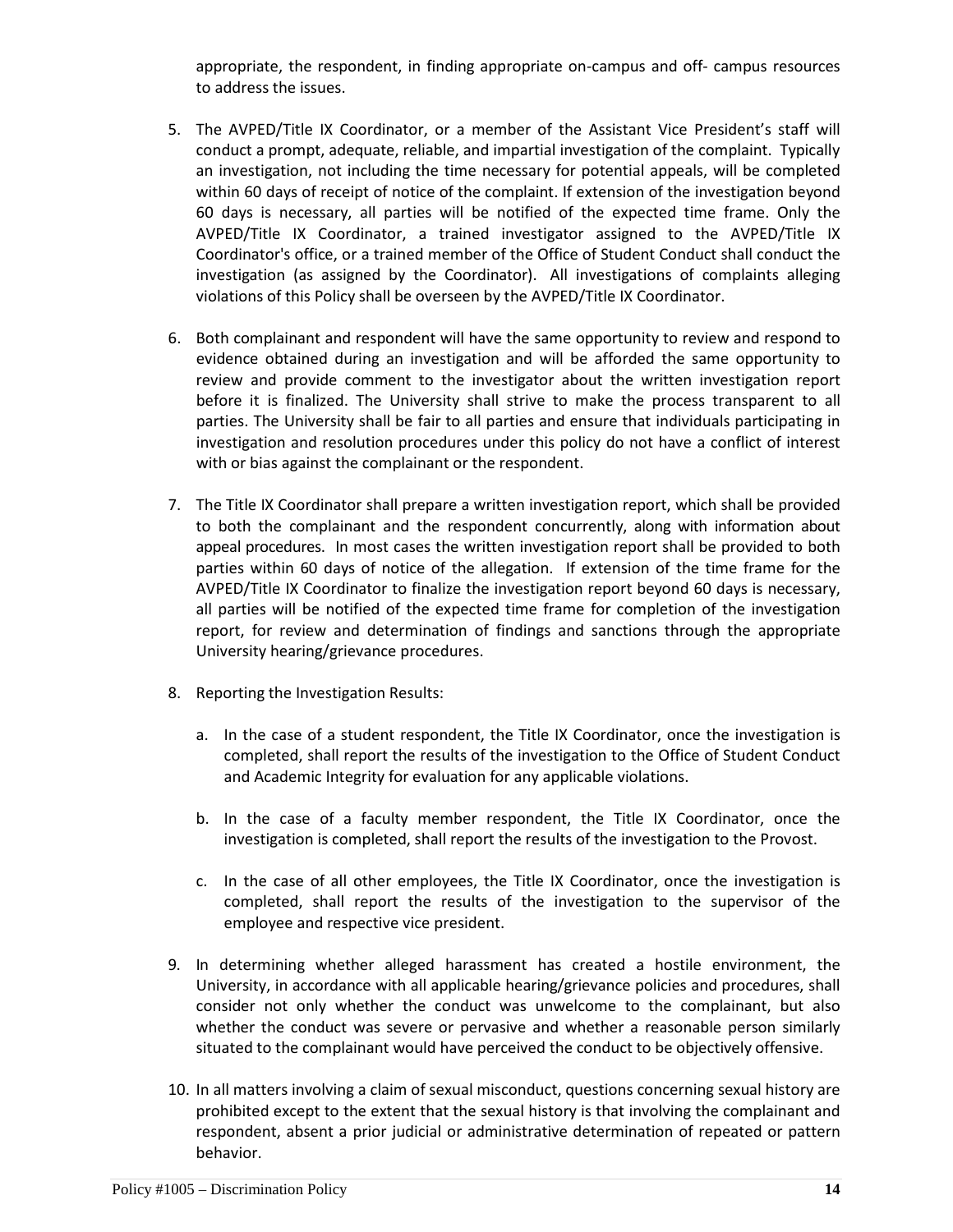appropriate, the respondent, in finding appropriate on-campus and off- campus resources to address the issues.

5. The AVPED/Title IX Coordinator, or a member of the Assistant Vice President's staff will conduct a prompt, adequate, reliable, and impartial investigation of the complaint. Typically an investigation, not including the time necessary for potential appeals, will be completed within 60 days of receipt of notice of the complaint. If extension of the investigation beyond 60 days is necessary, all parties will be notified of the expected time frame. Only the AVPED/Title IX Coordinator, a trained investigator assigned to the AVPED/Title IX Coordinator's office, or a trained member of the Office of Student Conduct shall conduct the investigation (as assigned by the Coordinator). All investigations of complaints alleging violations of this Policy shall be overseen by the AVPED/Title IX Coordinator.

6. Both complainant and respondent will have the same opportunity to review and respond to evidence obtained during an investigation and will be afforded the same opportunity to review and provide comment to the investigator about the written investigation report before it is finalized. The University shall strive to make the process transparent to all parties. The University shall be fair to all parties and ensure that individuals participating in investigation and resolution procedures under this policy do not have a conflict of interest with or bias against the complainant or the respondent.

7. The Title IX Coordinator shall prepare a written investigation report, which shall be provided to both the complainant and the respondent concurrently, along with information about appeal procedures. In most cases the written investigation report shall be provided to both parties within 60 days of notice of the allegation. If extension of the time frame for the AVPED/Title IX Coordinator to finalize the investigation report beyond 60 days is necessary, all parties will be notified of the expected time frame for completion of the investigation report, for review and determination of findings and sanctions through the appropriate University hearing/grievance procedures.

8. Reporting the Investigation Results:

   a. In the case of a student respondent, the Title IX Coordinator, once the investigation is completed, shall report the results of the investigation to the Office of Student Conduct and Academic Integrity for evaluation for any applicable violations.

   b. In the case of a faculty member respondent, the Title IX Coordinator, once the investigation is completed, shall report the results of the investigation to the Provost.

   c. In the case of all other employees, the Title IX Coordinator, once the investigation is completed, shall report the results of the investigation to the supervisor of the employee and respective vice president.

9. In determining whether alleged harassment has created a hostile environment, the University, in accordance with all applicable hearing/grievance policies and procedures, shall consider not only whether the conduct was unwelcome to the complainant, but also whether the conduct was severe or pervasive and whether a reasonable person similarly situated to the complainant would have perceived the conduct to be objectively offensive.

10. In all matters involving a claim of sexual misconduct, questions concerning sexual history are prohibited except to the extent that the sexual history is that involving the complainant and respondent, absent a prior judicial or administrative determination of repeated or pattern behavior.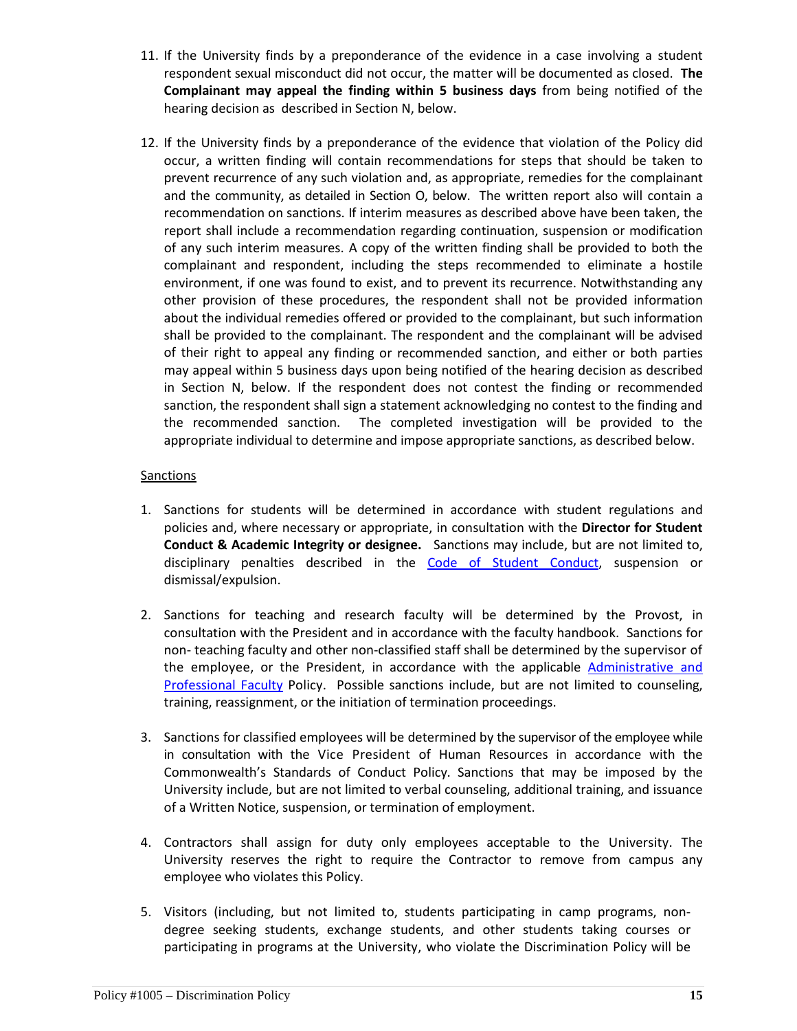11. If the University finds by a preponderance of the evidence in a case involving a student respondent sexual misconduct did not occur, the matter will be documented as closed. **The Complainant may appeal the finding within 5 business days** from being notified of the hearing decision as described in Section N, below.

12. If the University finds by a preponderance of the evidence that violation of the Policy did occur, a written finding will contain recommendations for steps that should be taken to prevent recurrence of any such violation and, as appropriate, remedies for the complainant and the community, as detailed in Section O, below. The written report also will contain a recommendation on sanctions. If interim measures as described above have been taken, the report shall include a recommendation regarding continuation, suspension or modification of any such interim measures. A copy of the written finding shall be provided to both the complainant and respondent, including the steps recommended to eliminate a hostile environment, if one was found to exist, and to prevent its recurrence. Notwithstanding any other provision of these procedures, the respondent shall not be provided information about the individual remedies offered or provided to the complainant, but such information shall be provided to the complainant. The respondent and the complainant will be advised of their right to appeal any finding or recommended sanction, and either or both parties may appeal within 5 business days upon being notified of the hearing decision as described in Section N, below. If the respondent does not contest the finding or recommended sanction, the respondent shall sign a statement acknowledging no contest to the finding and the recommended sanction. The completed investigation will be provided to the appropriate individual to determine and impose appropriate sanctions, as described below.

Sanctions

1. Sanctions for students will be determined in accordance with student regulations and policies and, where necessary or appropriate, in consultation with the **Director for Student Conduct & Academic Integrity or designee.** Sanctions may include, but are not limited to, disciplinary penalties described in the Code of Student Conduct, suspension or dismissal/expulsion.

2. Sanctions for teaching and research faculty will be determined by the Provost, in consultation with the President and in accordance with the faculty handbook. Sanctions for non- teaching faculty and other non-classified staff shall be determined by the supervisor of the employee, or the President, in accordance with the applicable Administrative and Professional Faculty Policy. Possible sanctions include, but are not limited to counseling, training, reassignment, or the initiation of termination proceedings.

3. Sanctions for classified employees will be determined by the supervisor of the employee while in consultation with the Vice President of Human Resources in accordance with the Commonwealth's Standards of Conduct Policy. Sanctions that may be imposed by the University include, but are not limited to verbal counseling, additional training, and issuance of a Written Notice, suspension, or termination of employment.

4. Contractors shall assign for duty only employees acceptable to the University. The University reserves the right to require the Contractor to remove from campus any employee who violates this Policy.

5. Visitors (including, but not limited to, students participating in camp programs, non-degree seeking students, exchange students, and other students taking courses or participating in programs at the University, who violate the Discrimination Policy will be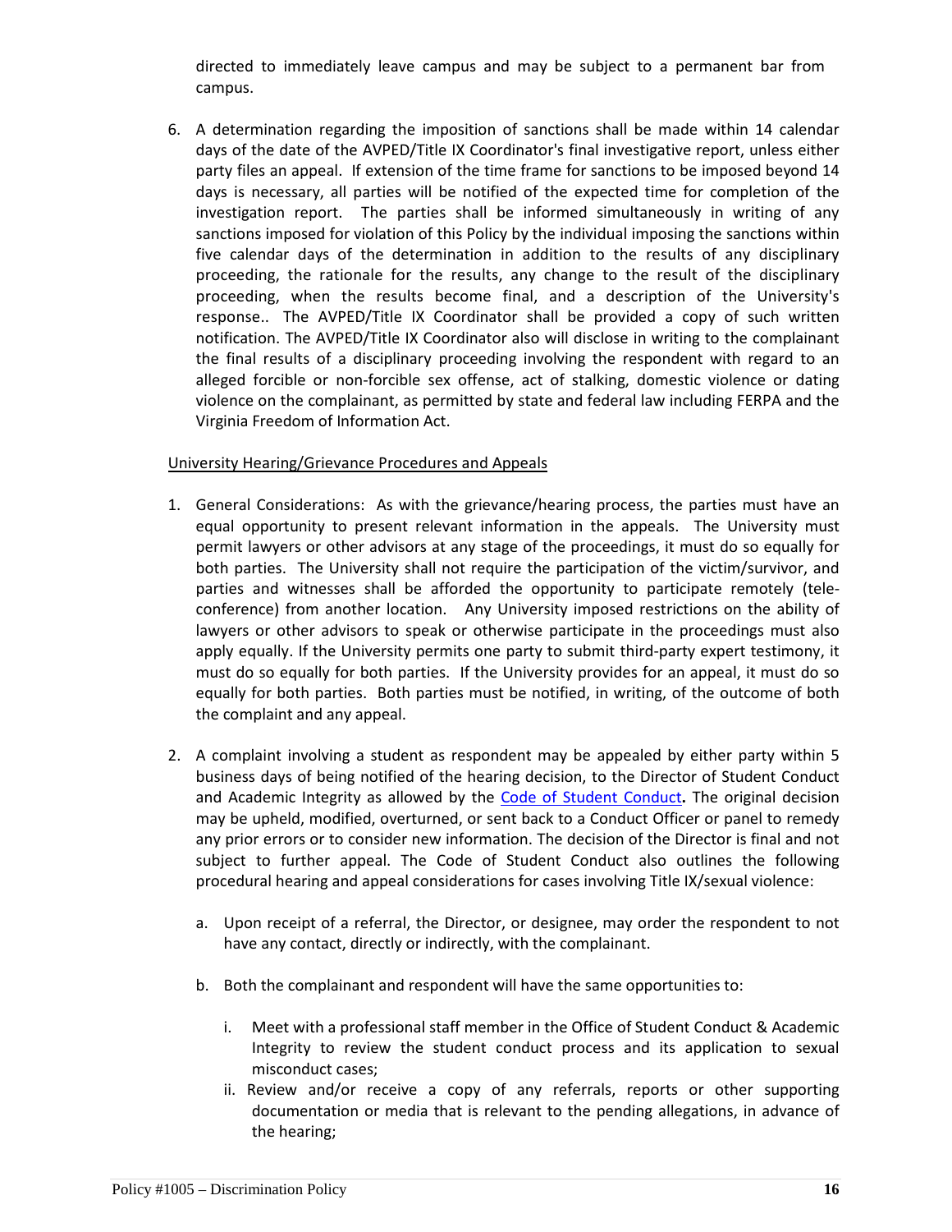directed to immediately leave campus and may be subject to a permanent bar from campus.

6. A determination regarding the imposition of sanctions shall be made within 14 calendar days of the date of the AVPED/Title IX Coordinator's final investigative report, unless either party files an appeal. If extension of the time frame for sanctions to be imposed beyond 14 days is necessary, all parties will be notified of the expected time for completion of the investigation report. The parties shall be informed simultaneously in writing of any sanctions imposed for violation of this Policy by the individual imposing the sanctions within five calendar days of the determination in addition to the results of any disciplinary proceeding, the rationale for the results, any change to the result of the disciplinary proceeding, when the results become final, and a description of the University's response.. The AVPED/Title IX Coordinator shall be provided a copy of such written notification. The AVPED/Title IX Coordinator also will disclose in writing to the complainant the final results of a disciplinary proceeding involving the respondent with regard to an alleged forcible or non-forcible sex offense, act of stalking, domestic violence or dating violence on the complainant, as permitted by state and federal law including FERPA and the Virginia Freedom of Information Act.

<u>University Hearing/Grievance Procedures and Appeals</u>

1. General Considerations: As with the grievance/hearing process, the parties must have an equal opportunity to present relevant information in the appeals. The University must permit lawyers or other advisors at any stage of the proceedings, it must do so equally for both parties. The University shall not require the participation of the victim/survivor, and parties and witnesses shall be afforded the opportunity to participate remotely (tele-conference) from another location. Any University imposed restrictions on the ability of lawyers or other advisors to speak or otherwise participate in the proceedings must also apply equally. If the University permits one party to submit third-party expert testimony, it must do so equally for both parties. If the University provides for an appeal, it must do so equally for both parties. Both parties must be notified, in writing, of the outcome of both the complaint and any appeal.

2. A complaint involving a student as respondent may be appealed by either party within 5 business days of being notified of the hearing decision, to the Director of Student Conduct and Academic Integrity as allowed by the Code of Student Conduct**.** The original decision may be upheld, modified, overturned, or sent back to a Conduct Officer or panel to remedy any prior errors or to consider new information. The decision of the Director is final and not subject to further appeal. The Code of Student Conduct also outlines the following procedural hearing and appeal considerations for cases involving Title IX/sexual violence:

   a. Upon receipt of a referral, the Director, or designee, may order the respondent to not have any contact, directly or indirectly, with the complainant.

   b. Both the complainant and respondent will have the same opportunities to:

      i. Meet with a professional staff member in the Office of Student Conduct & Academic Integrity to review the student conduct process and its application to sexual misconduct cases;

      ii. Review and/or receive a copy of any referrals, reports or other supporting documentation or media that is relevant to the pending allegations, in advance of the hearing;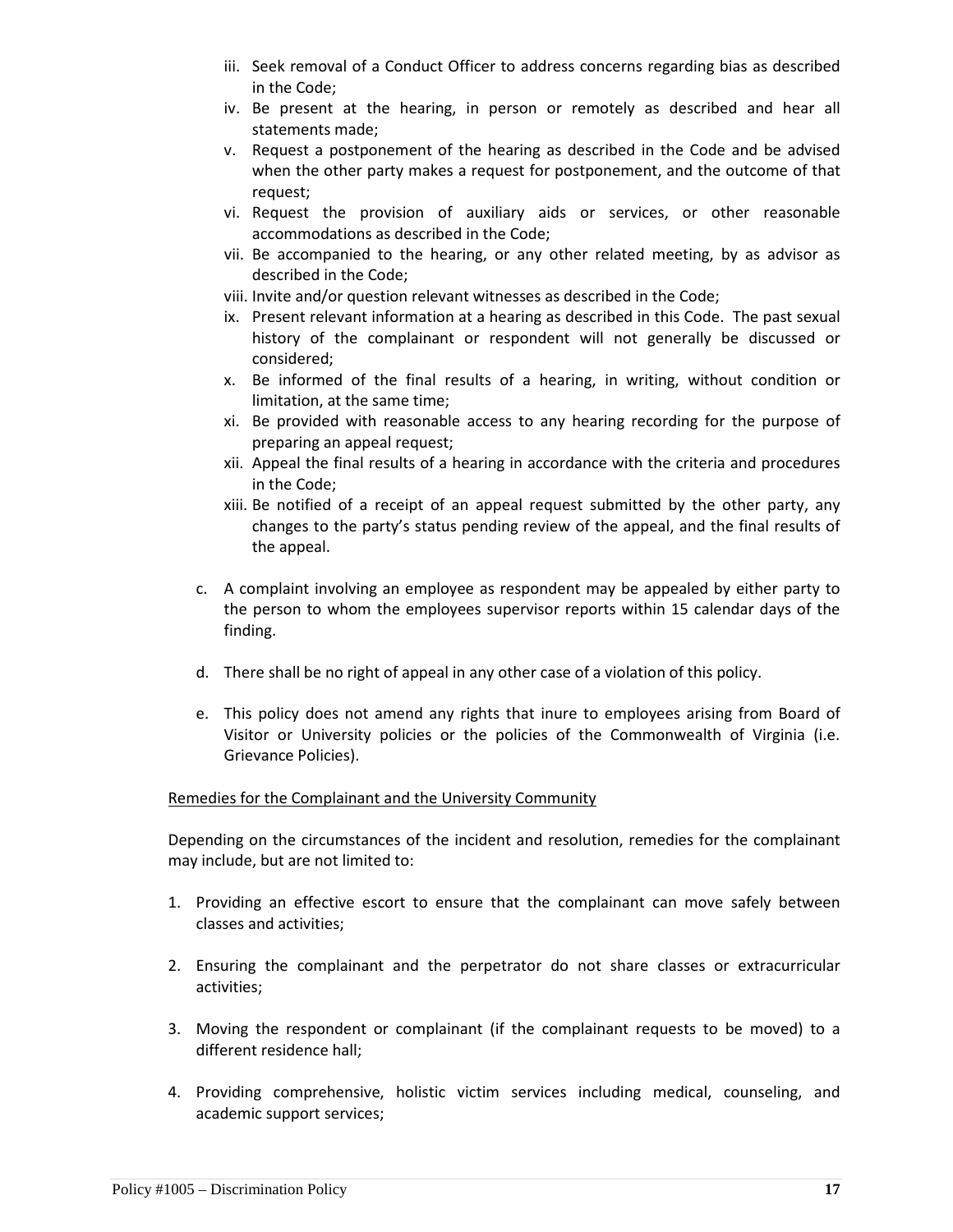iii. Seek removal of a Conduct Officer to address concerns regarding bias as described in the Code;
iv. Be present at the hearing, in person or remotely as described and hear all statements made;
v. Request a postponement of the hearing as described in the Code and be advised when the other party makes a request for postponement, and the outcome of that request;
vi. Request the provision of auxiliary aids or services, or other reasonable accommodations as described in the Code;
vii. Be accompanied to the hearing, or any other related meeting, by as advisor as described in the Code;
viii. Invite and/or question relevant witnesses as described in the Code;
ix. Present relevant information at a hearing as described in this Code. The past sexual history of the complainant or respondent will not generally be discussed or considered;
x. Be informed of the final results of a hearing, in writing, without condition or limitation, at the same time;
xi. Be provided with reasonable access to any hearing recording for the purpose of preparing an appeal request;
xii. Appeal the final results of a hearing in accordance with the criteria and procedures in the Code;
xiii. Be notified of a receipt of an appeal request submitted by the other party, any changes to the party's status pending review of the appeal, and the final results of the appeal.

c. A complaint involving an employee as respondent may be appealed by either party to the person to whom the employees supervisor reports within 15 calendar days of the finding.

d. There shall be no right of appeal in any other case of a violation of this policy.

e. This policy does not amend any rights that inure to employees arising from Board of Visitor or University policies or the policies of the Commonwealth of Virginia (i.e. Grievance Policies).

<u>Remedies for the Complainant and the University Community</u>

Depending on the circumstances of the incident and resolution, remedies for the complainant may include, but are not limited to:

1. Providing an effective escort to ensure that the complainant can move safely between classes and activities;

2. Ensuring the complainant and the perpetrator do not share classes or extracurricular activities;

3. Moving the respondent or complainant (if the complainant requests to be moved) to a different residence hall;

4. Providing comprehensive, holistic victim services including medical, counseling, and academic support services;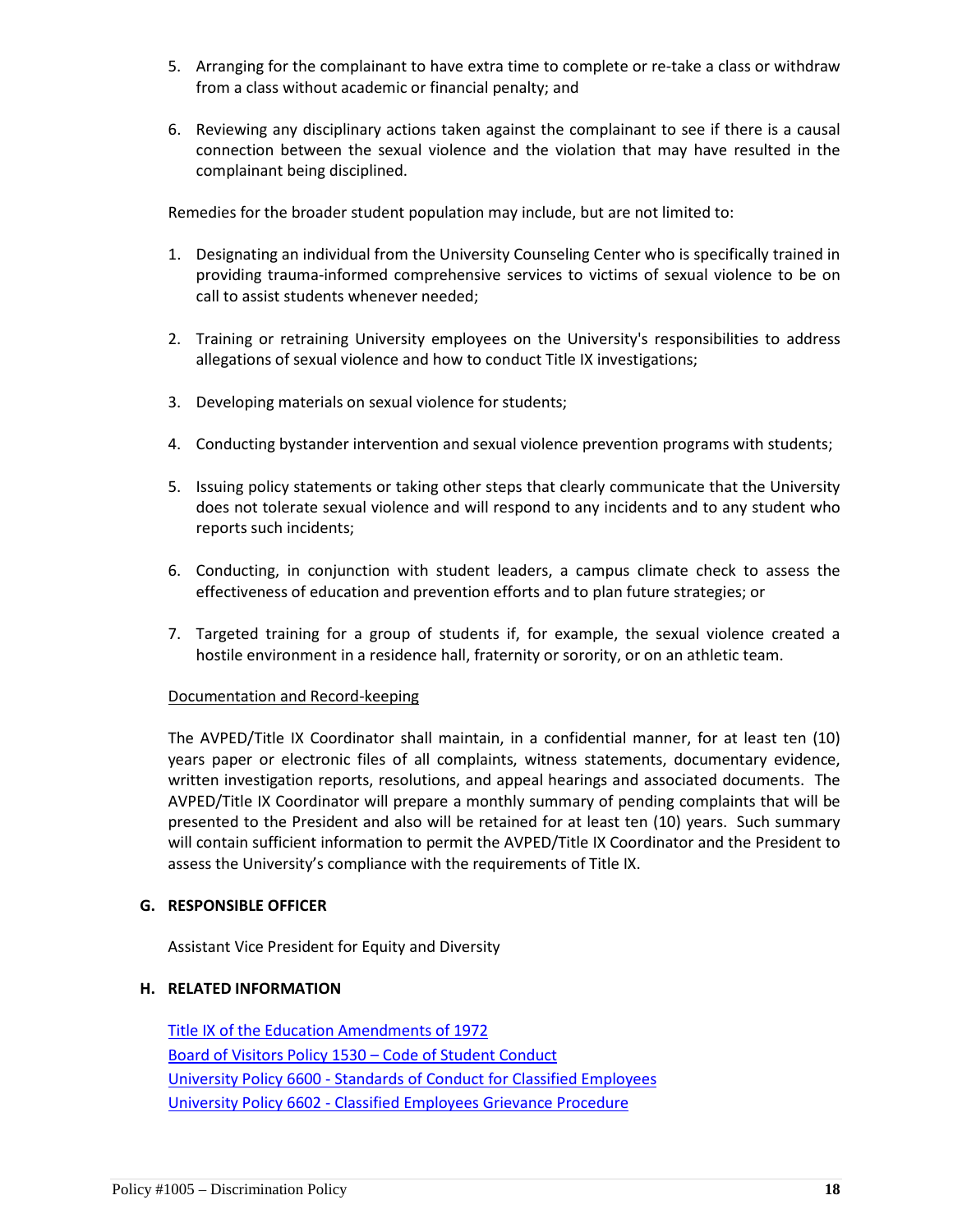5. Arranging for the complainant to have extra time to complete or re-take a class or withdraw from a class without academic or financial penalty; and

6. Reviewing any disciplinary actions taken against the complainant to see if there is a causal connection between the sexual violence and the violation that may have resulted in the complainant being disciplined.

Remedies for the broader student population may include, but are not limited to:

1. Designating an individual from the University Counseling Center who is specifically trained in providing trauma-informed comprehensive services to victims of sexual violence to be on call to assist students whenever needed;

2. Training or retraining University employees on the University's responsibilities to address allegations of sexual violence and how to conduct Title IX investigations;

3. Developing materials on sexual violence for students;

4. Conducting bystander intervention and sexual violence prevention programs with students;

5. Issuing policy statements or taking other steps that clearly communicate that the University does not tolerate sexual violence and will respond to any incidents and to any student who reports such incidents;

6. Conducting, in conjunction with student leaders, a campus climate check to assess the effectiveness of education and prevention efforts and to plan future strategies; or

7. Targeted training for a group of students if, for example, the sexual violence created a hostile environment in a residence hall, fraternity or sorority, or on an athletic team.

Documentation and Record-keeping

The AVPED/Title IX Coordinator shall maintain, in a confidential manner, for at least ten (10) years paper or electronic files of all complaints, witness statements, documentary evidence, written investigation reports, resolutions, and appeal hearings and associated documents. The AVPED/Title IX Coordinator will prepare a monthly summary of pending complaints that will be presented to the President and also will be retained for at least ten (10) years. Such summary will contain sufficient information to permit the AVPED/Title IX Coordinator and the President to assess the University's compliance with the requirements of Title IX.

## G. RESPONSIBLE OFFICER

Assistant Vice President for Equity and Diversity

## H. RELATED INFORMATION

Title IX of the Education Amendments of 1972
Board of Visitors Policy 1530 – Code of Student Conduct
University Policy 6600 - Standards of Conduct for Classified Employees
University Policy 6602 - Classified Employees Grievance Procedure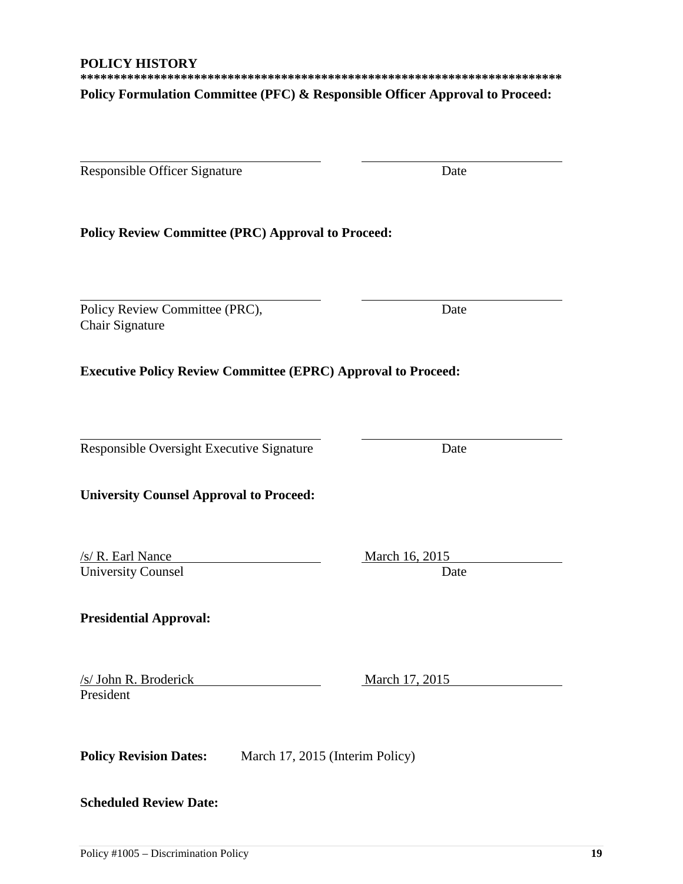**POLICY HISTORY**

**************************************************************************

**Policy Formulation Committee (PFC) & Responsible Officer Approval to Proceed:**

Responsible Officer Signature  Date

**Policy Review Committee (PRC) Approval to Proceed:**

Policy Review Committee (PRC), Chair Signature  Date

**Executive Policy Review Committee (EPRC) Approval to Proceed:**

Responsible Oversight Executive Signature  Date

**University Counsel Approval to Proceed:**

/s/ R. Earl Nance  March 16, 2015
University Counsel  Date

**Presidential Approval:**

/s/ John R. Broderick  March 17, 2015
President

**Policy Revision Dates:** March 17, 2015 (Interim Policy)

**Scheduled Review Date:**